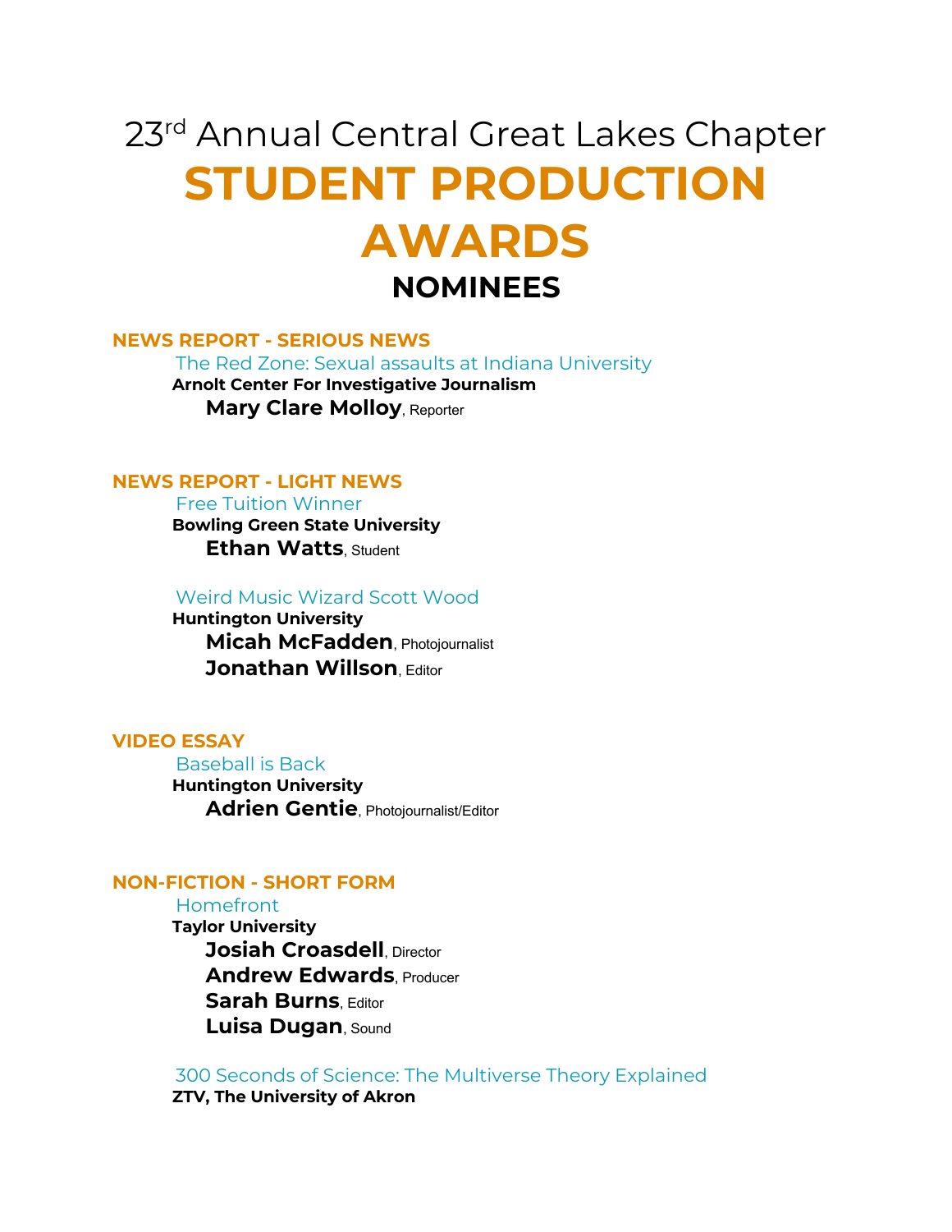# 23rd Annual Central Great Lakes Chapter

# STUDENT PRODUCTION AWARDS

## NOMINEES

### NEWS REPORT - SERIOUS NEWS

The Red Zone: Sexual assaults at Indiana University

**Arnolt Center For Investigative Journalism**

**Mary Clare Molloy**, Reporter

### NEWS REPORT - LIGHT NEWS

Free Tuition Winner

**Bowling Green State University**

**Ethan Watts**, Student

Weird Music Wizard Scott Wood

**Huntington University**

**Micah McFadden**, Photojournalist

**Jonathan Willson**, Editor

### VIDEO ESSAY

Baseball is Back

**Huntington University**

**Adrien Gentie**, Photojournalist/Editor

### NON-FICTION - SHORT FORM

Homefront

**Taylor University**

**Josiah Croasdell**, Director

**Andrew Edwards**, Producer

**Sarah Burns**, Editor

**Luisa Dugan**, Sound

300 Seconds of Science: The Multiverse Theory Explained

**ZTV, The University of Akron**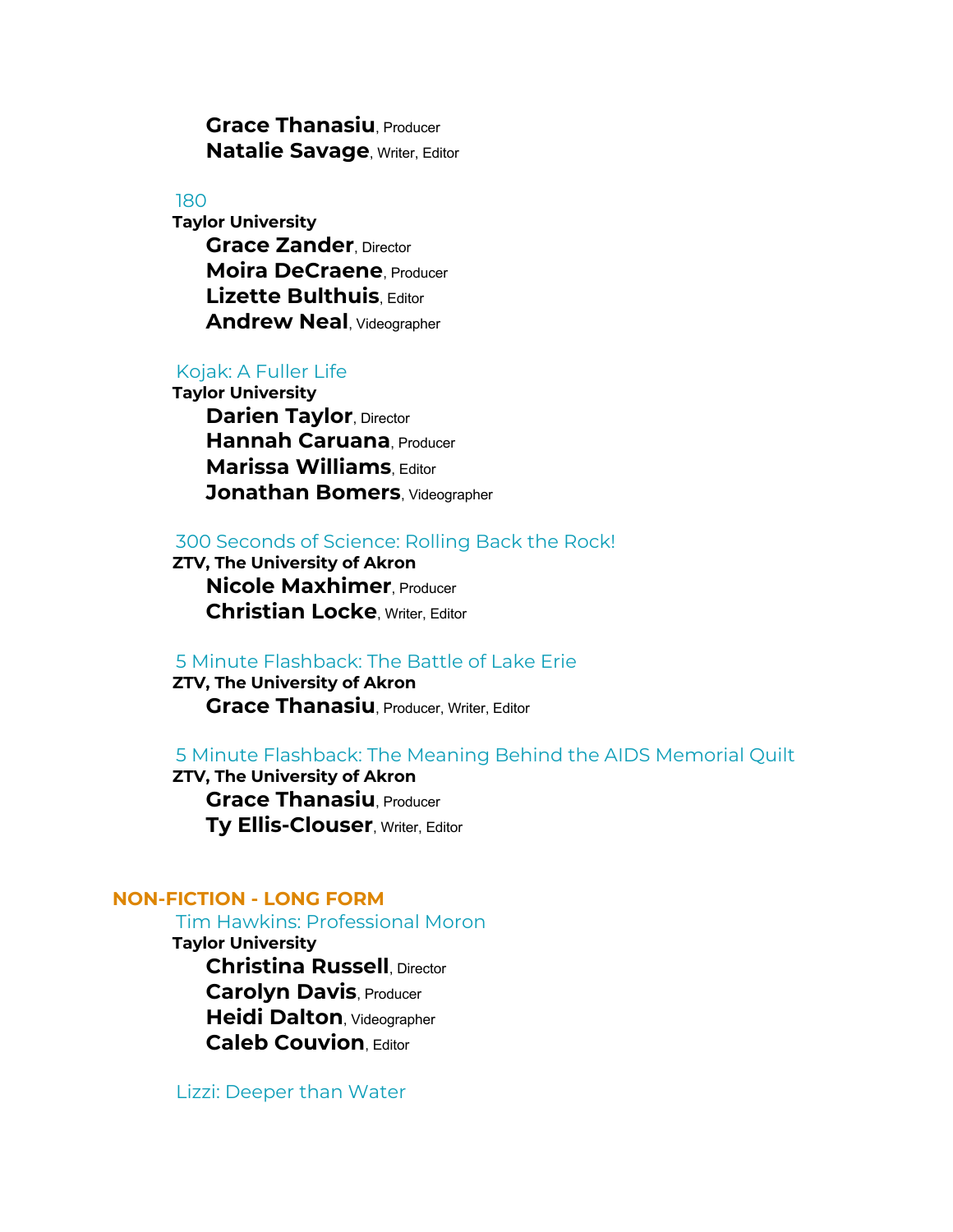**Grace Thanasiu**, Producer
**Natalie Savage**, Writer, Editor

### 180

**Taylor University**

**Grace Zander**, Director
**Moira DeCraene**, Producer
**Lizette Bulthuis**, Editor
**Andrew Neal**, Videographer

### Kojak: A Fuller Life

**Taylor University**

**Darien Taylor**, Director
**Hannah Caruana**, Producer
**Marissa Williams**, Editor
**Jonathan Bomers**, Videographer

### 300 Seconds of Science: Rolling Back the Rock!

**ZTV, The University of Akron**

**Nicole Maxhimer**, Producer
**Christian Locke**, Writer, Editor

### 5 Minute Flashback: The Battle of Lake Erie

**ZTV, The University of Akron**

**Grace Thanasiu**, Producer, Writer, Editor

### 5 Minute Flashback: The Meaning Behind the AIDS Memorial Quilt

**ZTV, The University of Akron**

**Grace Thanasiu**, Producer
**Ty Ellis-Clouser**, Writer, Editor

## NON-FICTION - LONG FORM

### Tim Hawkins: Professional Moron

**Taylor University**

**Christina Russell**, Director
**Carolyn Davis**, Producer
**Heidi Dalton**, Videographer
**Caleb Couvion**, Editor

### Lizzi: Deeper than Water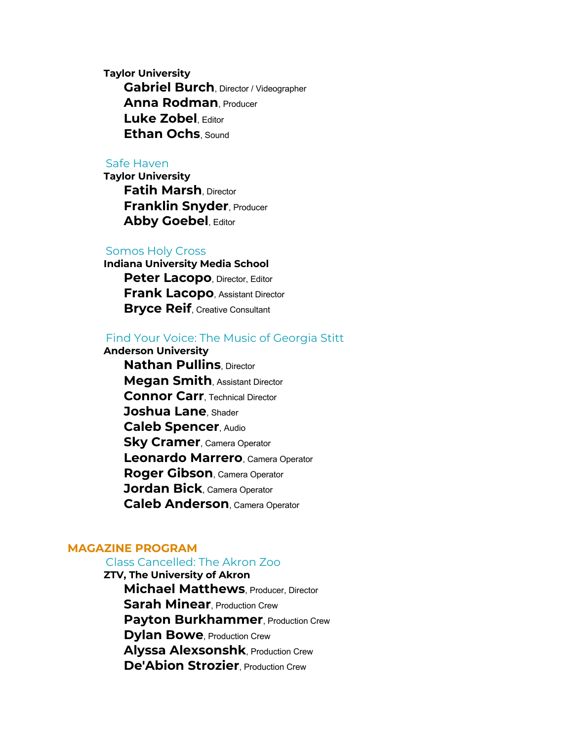**Taylor University**

**Gabriel Burch**, Director / Videographer
**Anna Rodman**, Producer
**Luke Zobel**, Editor
**Ethan Ochs**, Sound

### Safe Haven

**Taylor University**

**Fatih Marsh**, Director
**Franklin Snyder**, Producer
**Abby Goebel**, Editor

### Somos Holy Cross

**Indiana University Media School**

**Peter Lacopo**, Director, Editor
**Frank Lacopo**, Assistant Director
**Bryce Reif**, Creative Consultant

### Find Your Voice: The Music of Georgia Stitt

**Anderson University**

**Nathan Pullins**, Director
**Megan Smith**, Assistant Director
**Connor Carr**, Technical Director
**Joshua Lane**, Shader
**Caleb Spencer**, Audio
**Sky Cramer**, Camera Operator
**Leonardo Marrero**, Camera Operator
**Roger Gibson**, Camera Operator
**Jordan Bick**, Camera Operator
**Caleb Anderson**, Camera Operator

## MAGAZINE PROGRAM

### Class Cancelled: The Akron Zoo

**ZTV, The University of Akron**

**Michael Matthews**, Producer, Director
**Sarah Minear**, Production Crew
**Payton Burkhammer**, Production Crew
**Dylan Bowe**, Production Crew
**Alyssa Alexsonshk**, Production Crew
**De'Abion Strozier**, Production Crew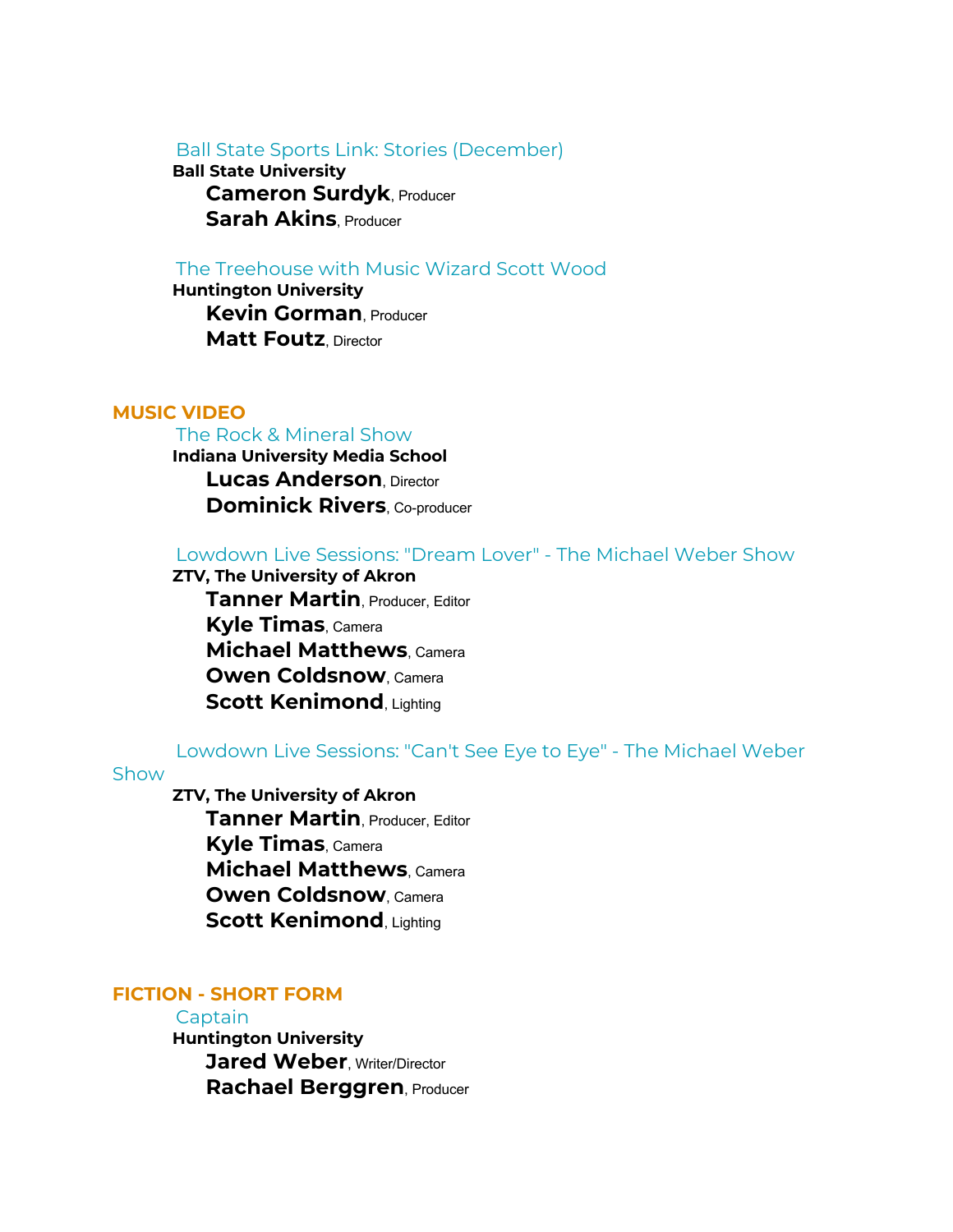### Ball State Sports Link: Stories (December)

**Ball State University**

**Cameron Surdyk**, Producer
**Sarah Akins**, Producer

### The Treehouse with Music Wizard Scott Wood

**Huntington University**

**Kevin Gorman**, Producer
**Matt Foutz**, Director

## MUSIC VIDEO

### The Rock & Mineral Show

**Indiana University Media School**

**Lucas Anderson**, Director
**Dominick Rivers**, Co-producer

### Lowdown Live Sessions: "Dream Lover" - The Michael Weber Show

**ZTV, The University of Akron**

**Tanner Martin**, Producer, Editor
**Kyle Timas**, Camera
**Michael Matthews**, Camera
**Owen Coldsnow**, Camera
**Scott Kenimond**, Lighting

### Lowdown Live Sessions: "Can't See Eye to Eye" - The Michael Weber Show

**ZTV, The University of Akron**

**Tanner Martin**, Producer, Editor
**Kyle Timas**, Camera
**Michael Matthews**, Camera
**Owen Coldsnow**, Camera
**Scott Kenimond**, Lighting

## FICTION - SHORT FORM

### Captain

**Huntington University**

**Jared Weber**, Writer/Director
**Rachael Berggren**, Producer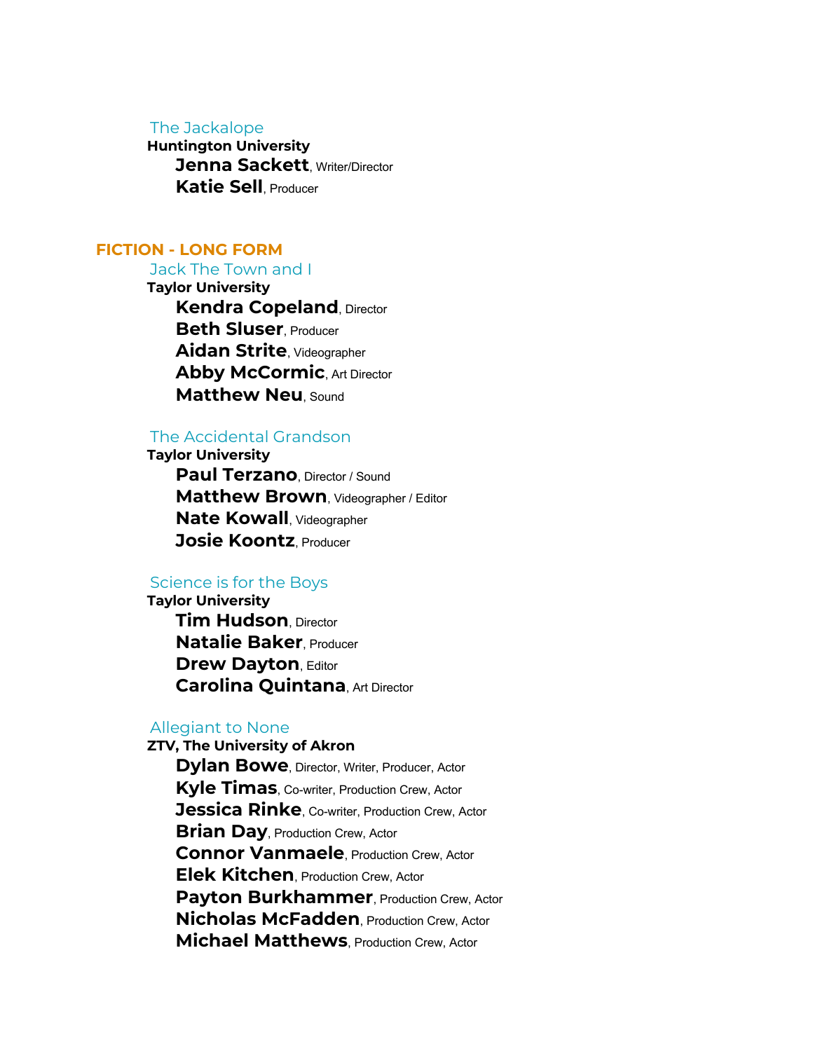### The Jackalope

**Huntington University**

**Jenna Sackett**, Writer/Director
**Katie Sell**, Producer

## FICTION - LONG FORM

### Jack The Town and I

**Taylor University**

**Kendra Copeland**, Director
**Beth Sluser**, Producer
**Aidan Strite**, Videographer
**Abby McCormic**, Art Director
**Matthew Neu**, Sound

### The Accidental Grandson

**Taylor University**

**Paul Terzano**, Director / Sound
**Matthew Brown**, Videographer / Editor
**Nate Kowall**, Videographer
**Josie Koontz**, Producer

### Science is for the Boys

**Taylor University**

**Tim Hudson**, Director
**Natalie Baker**, Producer
**Drew Dayton**, Editor
**Carolina Quintana**, Art Director

### Allegiant to None

**ZTV, The University of Akron**

**Dylan Bowe**, Director, Writer, Producer, Actor
**Kyle Timas**, Co-writer, Production Crew, Actor
**Jessica Rinke**, Co-writer, Production Crew, Actor
**Brian Day**, Production Crew, Actor
**Connor Vanmaele**, Production Crew, Actor
**Elek Kitchen**, Production Crew, Actor
**Payton Burkhammer**, Production Crew, Actor
**Nicholas McFadden**, Production Crew, Actor
**Michael Matthews**, Production Crew, Actor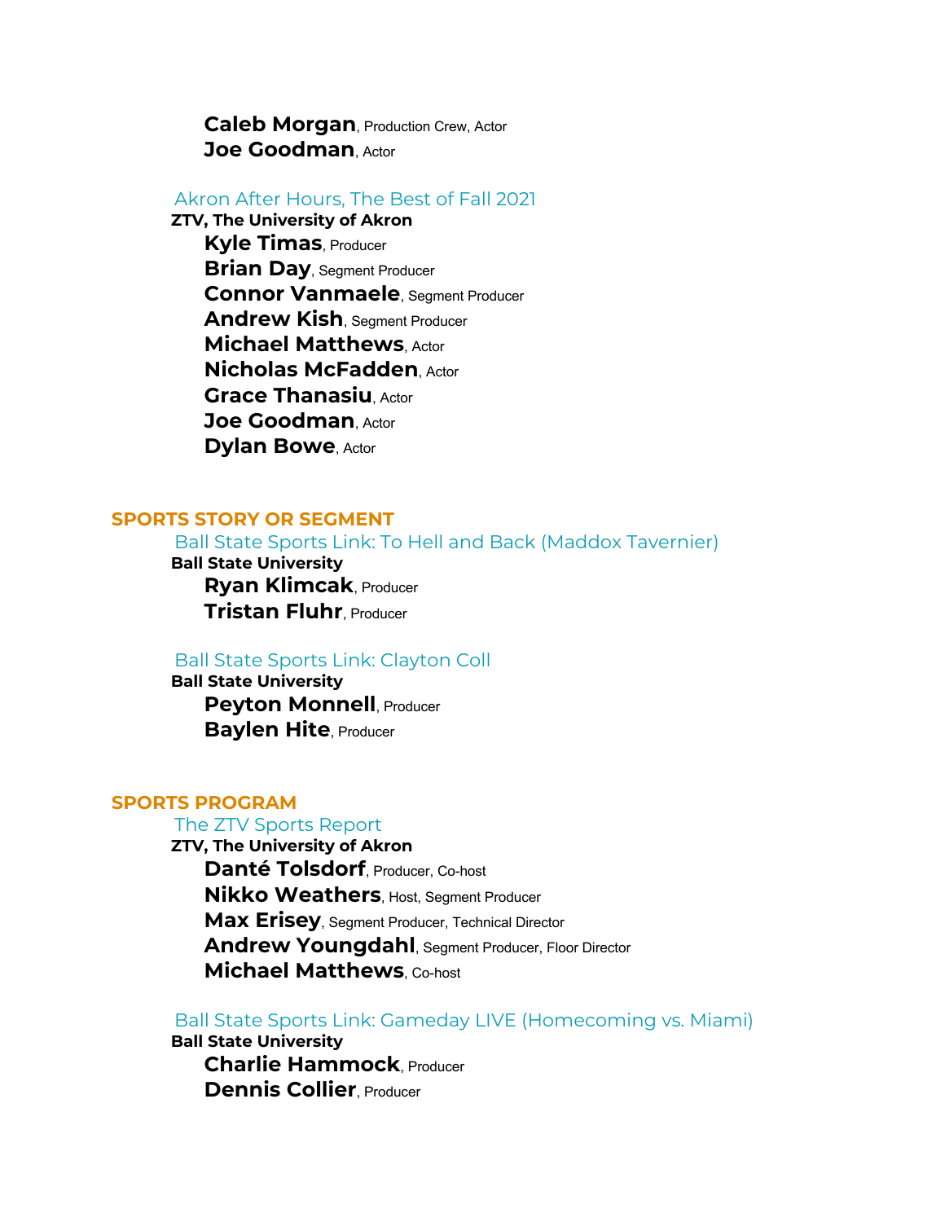**Caleb Morgan**, Production Crew, Actor
**Joe Goodman**, Actor

### Akron After Hours, The Best of Fall 2021

**ZTV, The University of Akron**

**Kyle Timas**, Producer
**Brian Day**, Segment Producer
**Connor Vanmaele**, Segment Producer
**Andrew Kish**, Segment Producer
**Michael Matthews**, Actor
**Nicholas McFadden**, Actor
**Grace Thanasiu**, Actor
**Joe Goodman**, Actor
**Dylan Bowe**, Actor

## SPORTS STORY OR SEGMENT

### Ball State Sports Link: To Hell and Back (Maddox Tavernier)

**Ball State University**

**Ryan Klimcak**, Producer
**Tristan Fluhr**, Producer

### Ball State Sports Link: Clayton Coll

**Ball State University**

**Peyton Monnell**, Producer
**Baylen Hite**, Producer

## SPORTS PROGRAM

### The ZTV Sports Report

**ZTV, The University of Akron**

**Danté Tolsdorf**, Producer, Co-host
**Nikko Weathers**, Host, Segment Producer
**Max Erisey**, Segment Producer, Technical Director
**Andrew Youngdahl**, Segment Producer, Floor Director
**Michael Matthews**, Co-host

### Ball State Sports Link: Gameday LIVE (Homecoming vs. Miami)

**Ball State University**

**Charlie Hammock**, Producer
**Dennis Collier**, Producer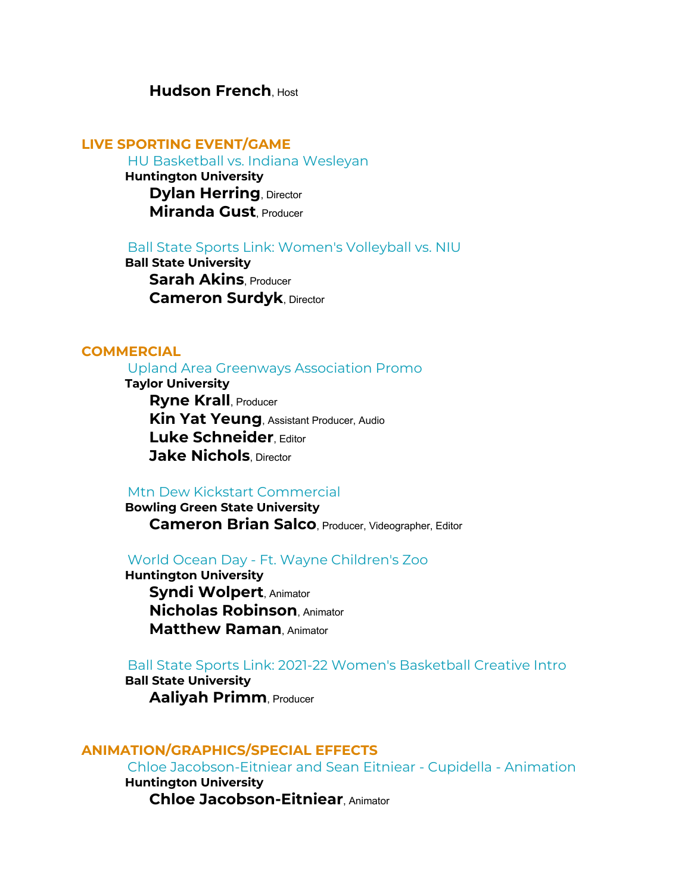**Hudson French**, Host

## LIVE SPORTING EVENT/GAME

### HU Basketball vs. Indiana Wesleyan

**Huntington University**

**Dylan Herring**, Director
**Miranda Gust**, Producer

### Ball State Sports Link: Women's Volleyball vs. NIU

**Ball State University**

**Sarah Akins**, Producer
**Cameron Surdyk**, Director

## COMMERCIAL

### Upland Area Greenways Association Promo

**Taylor University**

**Ryne Krall**, Producer
**Kin Yat Yeung**, Assistant Producer, Audio
**Luke Schneider**, Editor
**Jake Nichols**, Director

### Mtn Dew Kickstart Commercial

**Bowling Green State University**

**Cameron Brian Salco**, Producer, Videographer, Editor

### World Ocean Day - Ft. Wayne Children's Zoo

**Huntington University**

**Syndi Wolpert**, Animator
**Nicholas Robinson**, Animator
**Matthew Raman**, Animator

### Ball State Sports Link: 2021-22 Women's Basketball Creative Intro

**Ball State University**

**Aaliyah Primm**, Producer

## ANIMATION/GRAPHICS/SPECIAL EFFECTS

### Chloe Jacobson-Eitniear and Sean Eitniear - Cupidella - Animation

**Huntington University**

**Chloe Jacobson-Eitniear**, Animator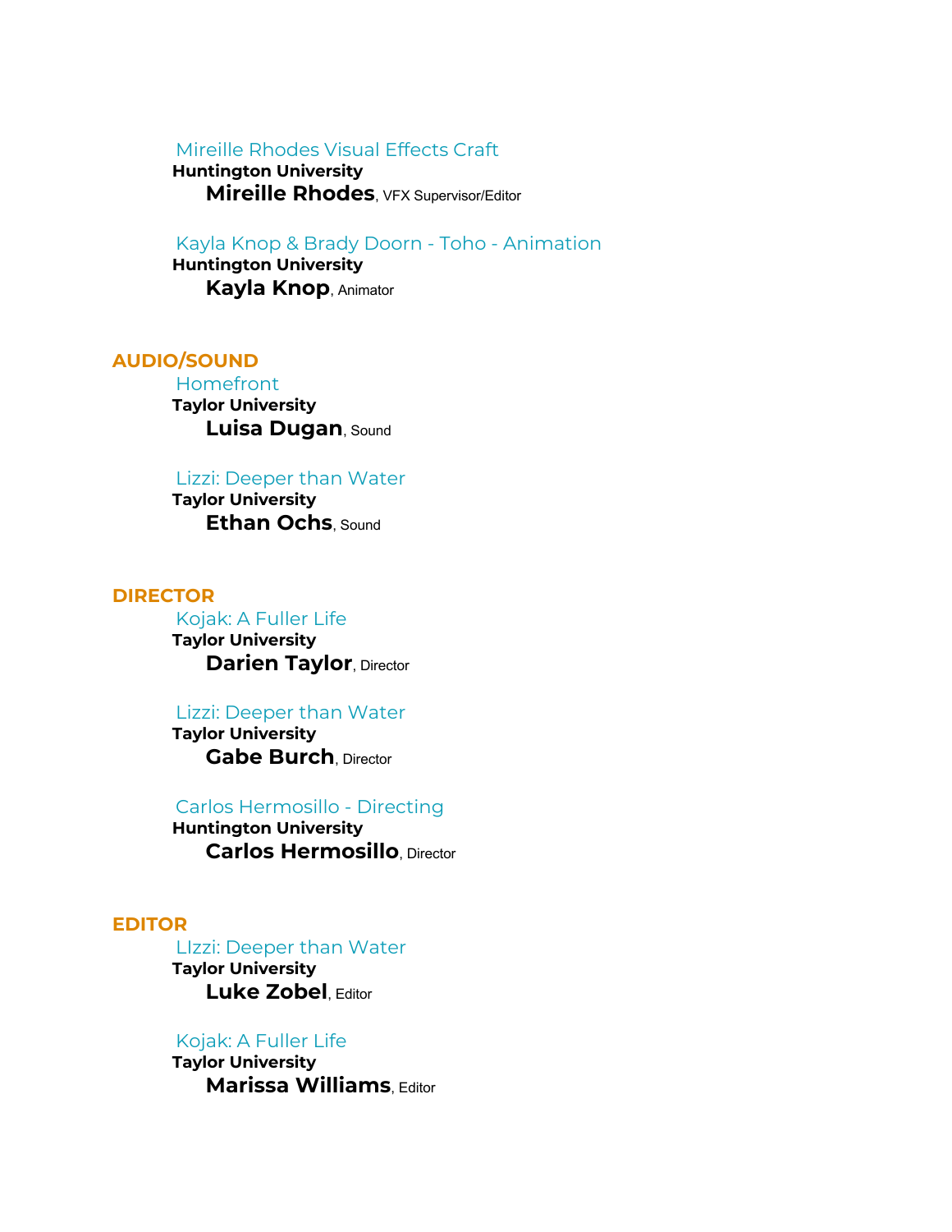Mireille Rhodes Visual Effects Craft
**Huntington University**
**Mireille Rhodes**, VFX Supervisor/Editor

Kayla Knop & Brady Doorn - Toho - Animation
**Huntington University**
**Kayla Knop**, Animator

## AUDIO/SOUND

Homefront
**Taylor University**
**Luisa Dugan**, Sound

Lizzi: Deeper than Water
**Taylor University**
**Ethan Ochs**, Sound

## DIRECTOR

Kojak: A Fuller Life
**Taylor University**
**Darien Taylor**, Director

Lizzi: Deeper than Water
**Taylor University**
**Gabe Burch**, Director

Carlos Hermosillo - Directing
**Huntington University**
**Carlos Hermosillo**, Director

## EDITOR

LIzzi: Deeper than Water
**Taylor University**
**Luke Zobel**, Editor

Kojak: A Fuller Life
**Taylor University**
**Marissa Williams**, Editor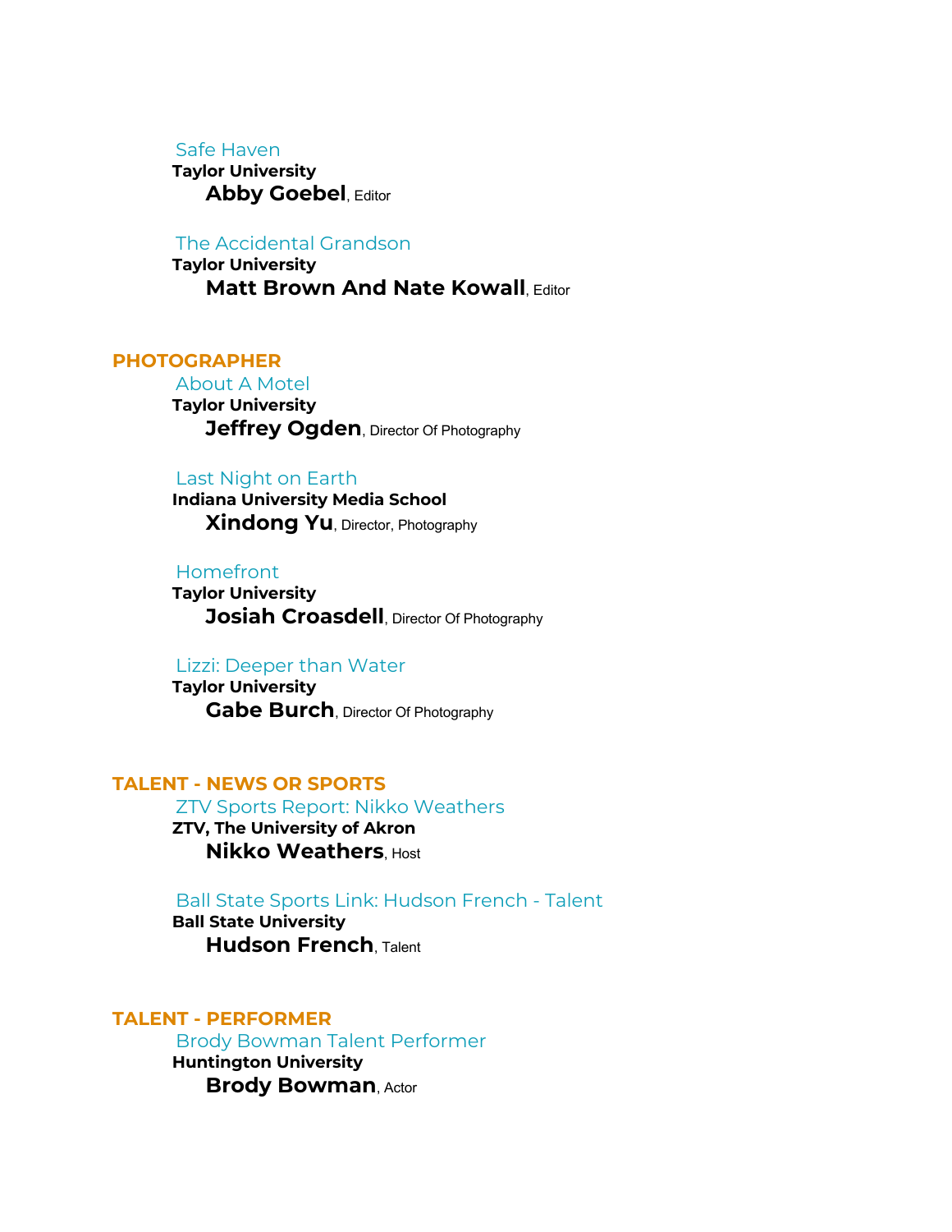### Safe Haven

**Taylor University**

**Abby Goebel**, Editor

### The Accidental Grandson

**Taylor University**

**Matt Brown And Nate Kowall**, Editor

## PHOTOGRAPHER

### About A Motel

**Taylor University**

**Jeffrey Ogden**, Director Of Photography

### Last Night on Earth

**Indiana University Media School**

**Xindong Yu**, Director, Photography

### Homefront

**Taylor University**

**Josiah Croasdell**, Director Of Photography

### Lizzi: Deeper than Water

**Taylor University**

**Gabe Burch**, Director Of Photography

## TALENT - NEWS OR SPORTS

### ZTV Sports Report: Nikko Weathers

**ZTV, The University of Akron**

**Nikko Weathers**, Host

### Ball State Sports Link: Hudson French - Talent

**Ball State University**

**Hudson French**, Talent

## TALENT - PERFORMER

### Brody Bowman Talent Performer

**Huntington University**

**Brody Bowman**, Actor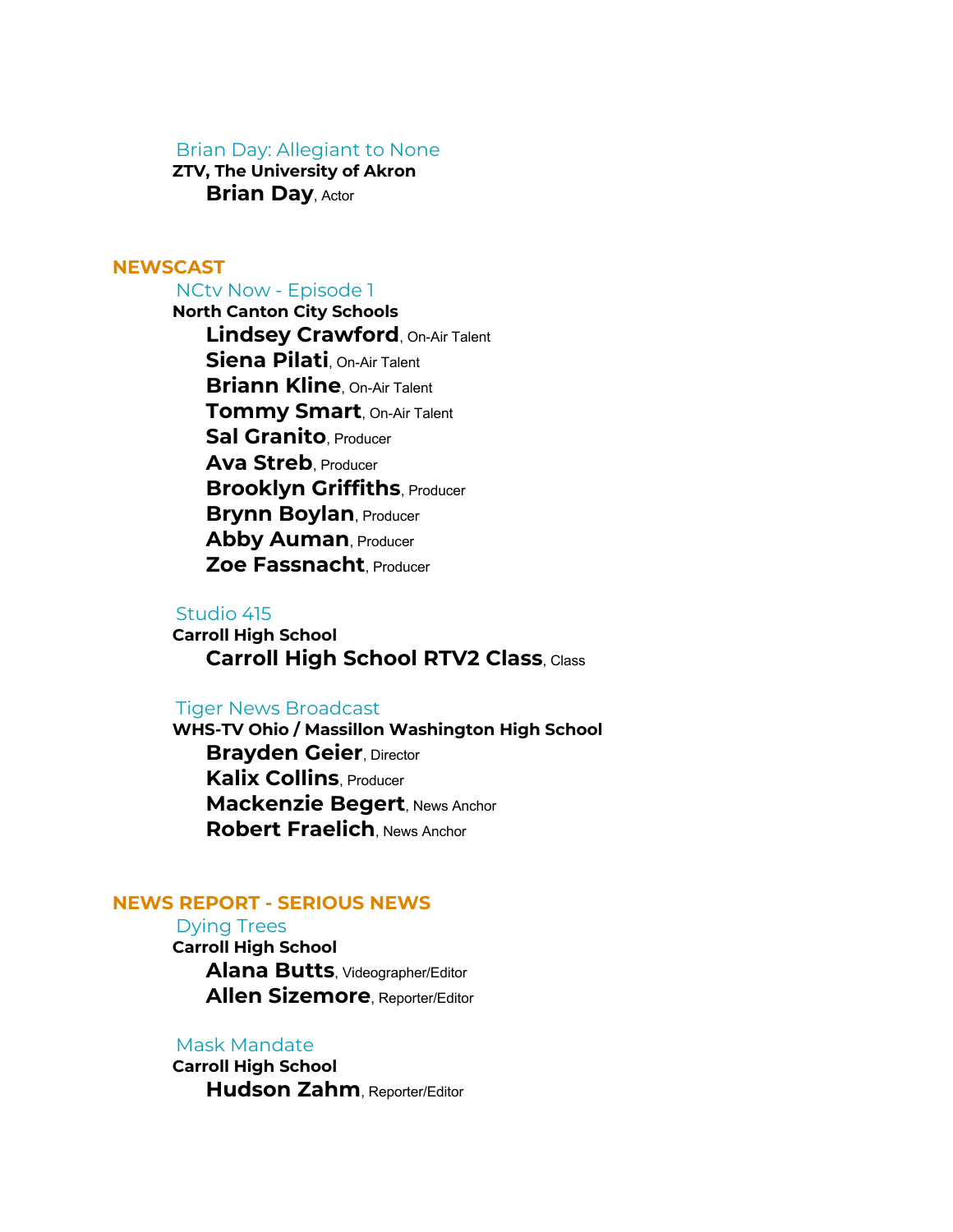### Brian Day: Allegiant to None

**ZTV, The University of Akron**

**Brian Day**, Actor

## NEWSCAST

### NCtv Now - Episode 1

**North Canton City Schools**

**Lindsey Crawford**, On-Air Talent
**Siena Pilati**, On-Air Talent
**Briann Kline**, On-Air Talent
**Tommy Smart**, On-Air Talent
**Sal Granito**, Producer
**Ava Streb**, Producer
**Brooklyn Griffiths**, Producer
**Brynn Boylan**, Producer
**Abby Auman**, Producer
**Zoe Fassnacht**, Producer

### Studio 415

**Carroll High School**

**Carroll High School RTV2 Class**, Class

### Tiger News Broadcast

**WHS-TV Ohio / Massillon Washington High School**

**Brayden Geier**, Director
**Kalix Collins**, Producer
**Mackenzie Begert**, News Anchor
**Robert Fraelich**, News Anchor

## NEWS REPORT - SERIOUS NEWS

### Dying Trees

**Carroll High School**

**Alana Butts**, Videographer/Editor
**Allen Sizemore**, Reporter/Editor

### Mask Mandate

**Carroll High School**

**Hudson Zahm**, Reporter/Editor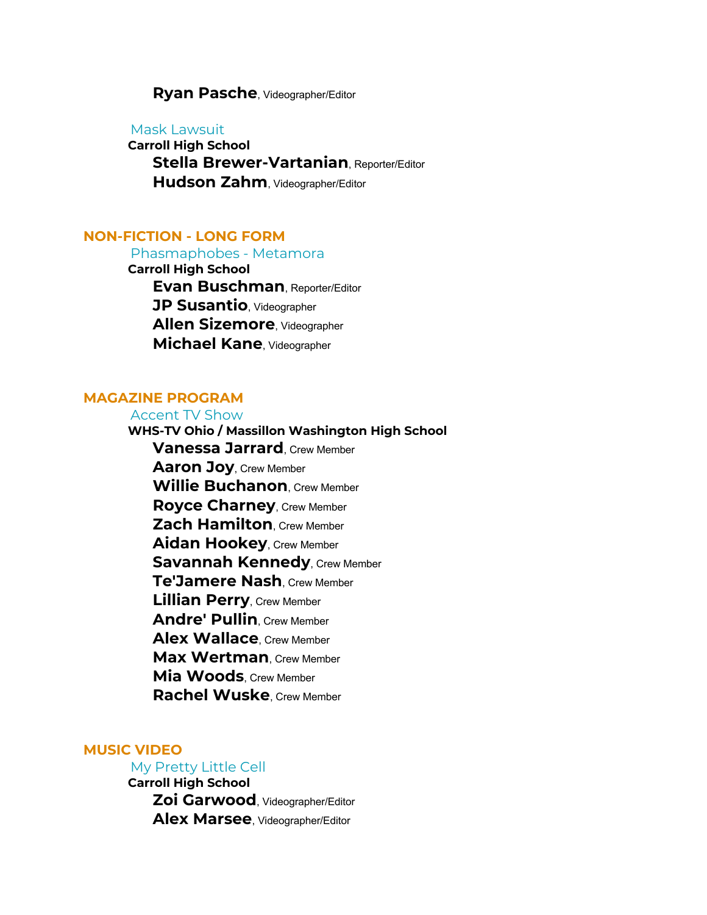**Ryan Pasche**, Videographer/Editor

### Mask Lawsuit

**Carroll High School**

**Stella Brewer-Vartanian**, Reporter/Editor
**Hudson Zahm**, Videographer/Editor

## NON-FICTION - LONG FORM

### Phasmaphobes - Metamora

**Carroll High School**

**Evan Buschman**, Reporter/Editor
**JP Susantio**, Videographer
**Allen Sizemore**, Videographer
**Michael Kane**, Videographer

## MAGAZINE PROGRAM

### Accent TV Show

**WHS-TV Ohio / Massillon Washington High School**

**Vanessa Jarrard**, Crew Member
**Aaron Joy**, Crew Member
**Willie Buchanon**, Crew Member
**Royce Charney**, Crew Member
**Zach Hamilton**, Crew Member
**Aidan Hookey**, Crew Member
**Savannah Kennedy**, Crew Member
**Te'Jamere Nash**, Crew Member
**Lillian Perry**, Crew Member
**Andre' Pullin**, Crew Member
**Alex Wallace**, Crew Member
**Max Wertman**, Crew Member
**Mia Woods**, Crew Member
**Rachel Wuske**, Crew Member

## MUSIC VIDEO

### My Pretty Little Cell

**Carroll High School**

**Zoi Garwood**, Videographer/Editor
**Alex Marsee**, Videographer/Editor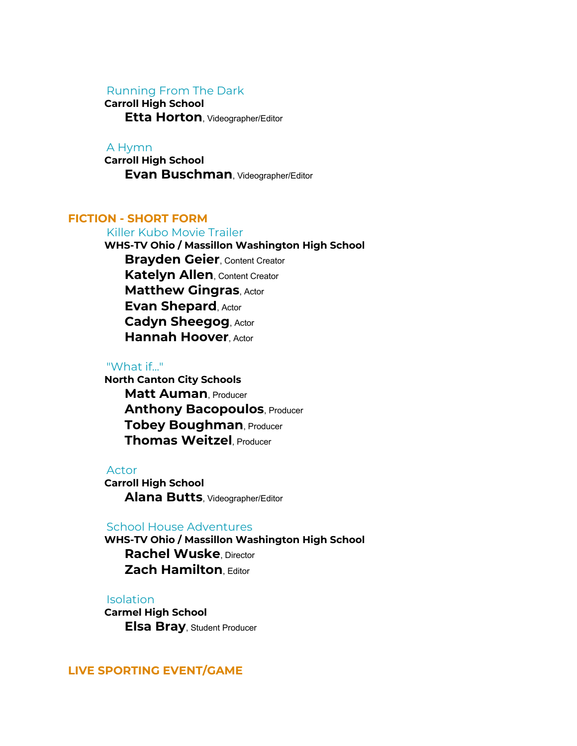### Running From The Dark

**Carroll High School**

**Etta Horton**, Videographer/Editor

### A Hymn

**Carroll High School**

**Evan Buschman**, Videographer/Editor

## FICTION - SHORT FORM

### Killer Kubo Movie Trailer

**WHS-TV Ohio / Massillon Washington High School**

**Brayden Geier**, Content Creator
**Katelyn Allen**, Content Creator
**Matthew Gingras**, Actor
**Evan Shepard**, Actor
**Cadyn Sheegog**, Actor
**Hannah Hoover**, Actor

### "What if..."

**North Canton City Schools**

**Matt Auman**, Producer
**Anthony Bacopoulos**, Producer
**Tobey Boughman**, Producer
**Thomas Weitzel**, Producer

### Actor

**Carroll High School**

**Alana Butts**, Videographer/Editor

### School House Adventures

**WHS-TV Ohio / Massillon Washington High School**

**Rachel Wuske**, Director
**Zach Hamilton**, Editor

### Isolation

**Carmel High School**

**Elsa Bray**, Student Producer

## LIVE SPORTING EVENT/GAME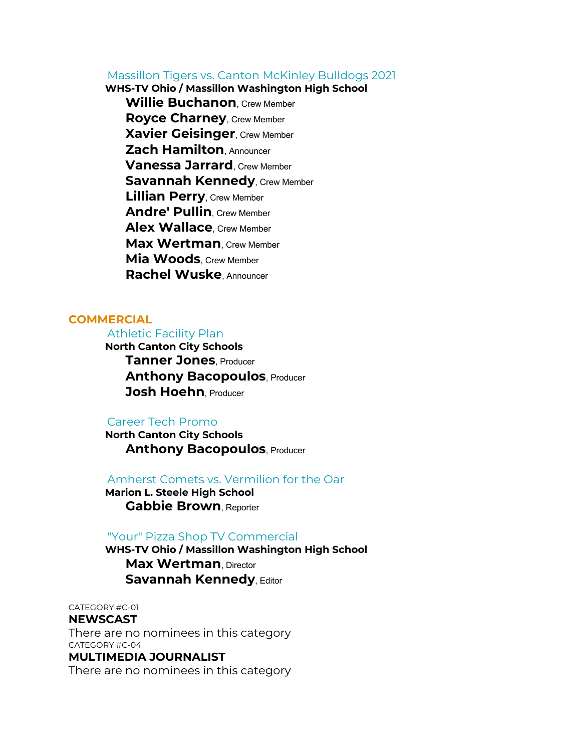### Massillon Tigers vs. Canton McKinley Bulldogs 2021

**WHS-TV Ohio / Massillon Washington High School**

**Willie Buchanon**, Crew Member
**Royce Charney**, Crew Member
**Xavier Geisinger**, Crew Member
**Zach Hamilton**, Announcer
**Vanessa Jarrard**, Crew Member
**Savannah Kennedy**, Crew Member
**Lillian Perry**, Crew Member
**Andre' Pullin**, Crew Member
**Alex Wallace**, Crew Member
**Max Wertman**, Crew Member
**Mia Woods**, Crew Member
**Rachel Wuske**, Announcer

## COMMERCIAL

### Athletic Facility Plan

**North Canton City Schools**

**Tanner Jones**, Producer
**Anthony Bacopoulos**, Producer
**Josh Hoehn**, Producer

### Career Tech Promo

**North Canton City Schools**

**Anthony Bacopoulos**, Producer

### Amherst Comets vs. Vermilion for the Oar

**Marion L. Steele High School**

**Gabbie Brown**, Reporter

### "Your" Pizza Shop TV Commercial

**WHS-TV Ohio / Massillon Washington High School**

**Max Wertman**, Director
**Savannah Kennedy**, Editor

CATEGORY #C-01

## NEWSCAST

There are no nominees in this category

CATEGORY #C-04

## MULTIMEDIA JOURNALIST

There are no nominees in this category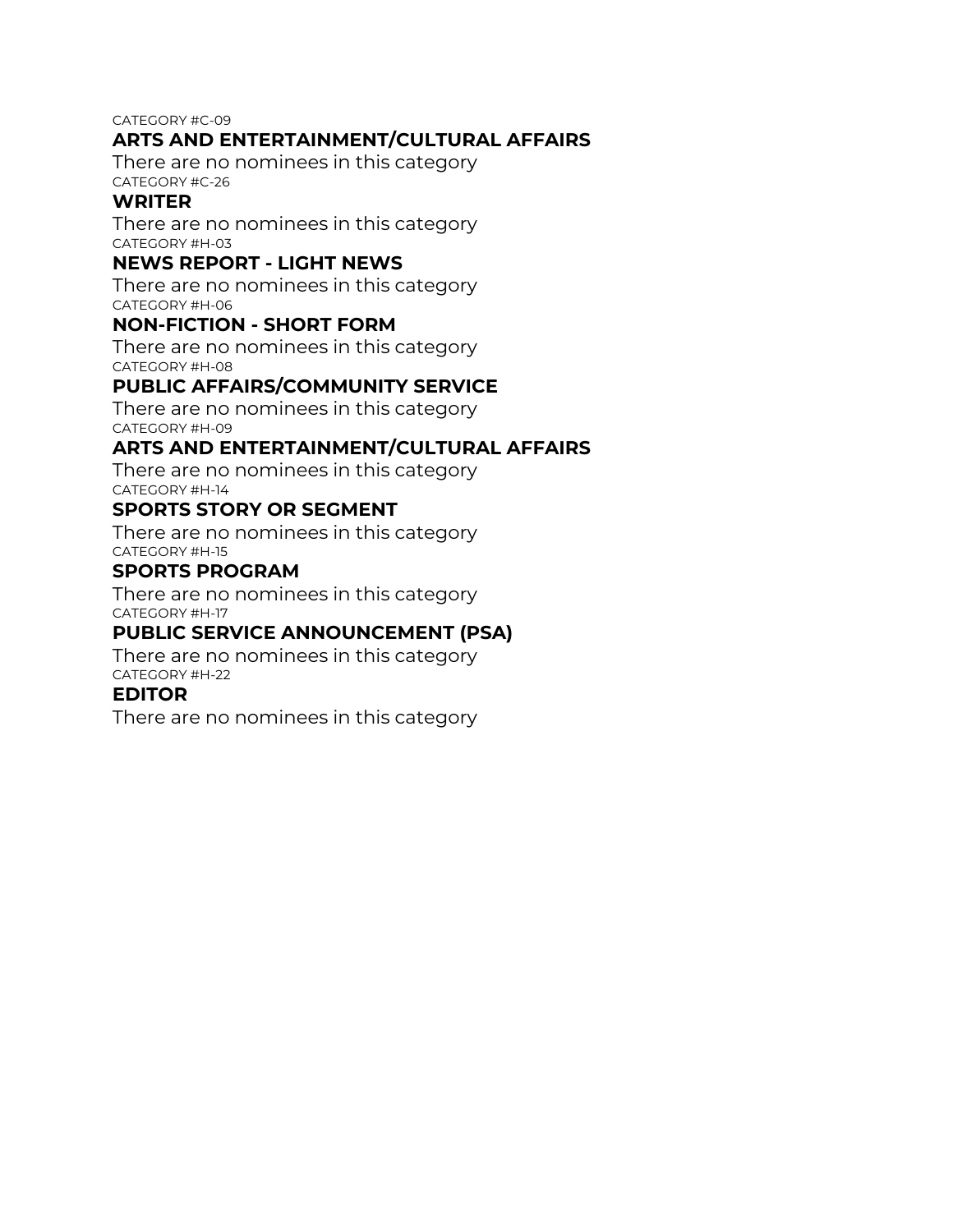CATEGORY #C-09

## ARTS AND ENTERTAINMENT/CULTURAL AFFAIRS

There are no nominees in this category

CATEGORY #C-26

## WRITER

There are no nominees in this category

CATEGORY #H-03

## NEWS REPORT - LIGHT NEWS

There are no nominees in this category

CATEGORY #H-06

## NON-FICTION - SHORT FORM

There are no nominees in this category

CATEGORY #H-08

## PUBLIC AFFAIRS/COMMUNITY SERVICE

There are no nominees in this category

CATEGORY #H-09

## ARTS AND ENTERTAINMENT/CULTURAL AFFAIRS

There are no nominees in this category

CATEGORY #H-14

## SPORTS STORY OR SEGMENT

There are no nominees in this category

CATEGORY #H-15

## SPORTS PROGRAM

There are no nominees in this category

CATEGORY #H-17

## PUBLIC SERVICE ANNOUNCEMENT (PSA)

There are no nominees in this category

CATEGORY #H-22

## EDITOR

There are no nominees in this category